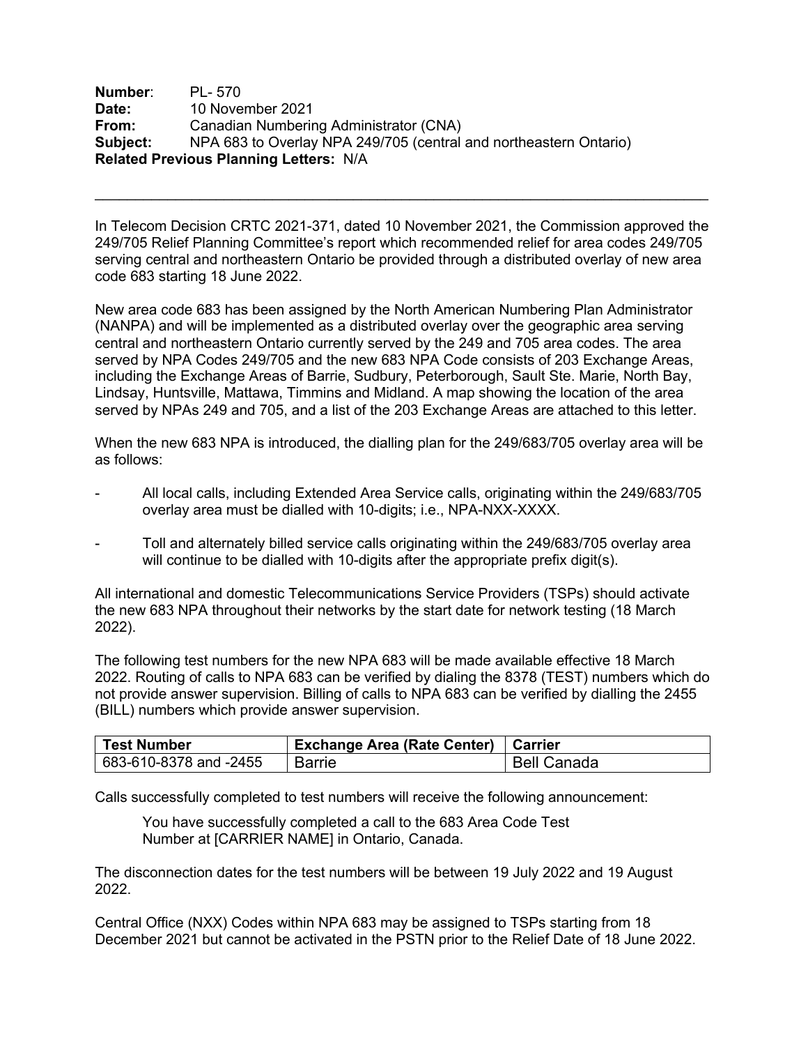**Number**: PL- 570
**Date:** 10 November 2021
**From:** Canadian Numbering Administrator (CNA)
**Subject:** NPA 683 to Overlay NPA 249/705 (central and northeastern Ontario)
**Related Previous Planning Letters:** N/A

---

In Telecom Decision CRTC 2021-371, dated 10 November 2021, the Commission approved the 249/705 Relief Planning Committee's report which recommended relief for area codes 249/705 serving central and northeastern Ontario be provided through a distributed overlay of new area code 683 starting 18 June 2022.

New area code 683 has been assigned by the North American Numbering Plan Administrator (NANPA) and will be implemented as a distributed overlay over the geographic area serving central and northeastern Ontario currently served by the 249 and 705 area codes. The area served by NPA Codes 249/705 and the new 683 NPA Code consists of 203 Exchange Areas, including the Exchange Areas of Barrie, Sudbury, Peterborough, Sault Ste. Marie, North Bay, Lindsay, Huntsville, Mattawa, Timmins and Midland. A map showing the location of the area served by NPAs 249 and 705, and a list of the 203 Exchange Areas are attached to this letter.

When the new 683 NPA is introduced, the dialling plan for the 249/683/705 overlay area will be as follows:

- All local calls, including Extended Area Service calls, originating within the 249/683/705 overlay area must be dialled with 10-digits; i.e., NPA-NXX-XXXX.
- Toll and alternately billed service calls originating within the 249/683/705 overlay area will continue to be dialled with 10-digits after the appropriate prefix digit(s).

All international and domestic Telecommunications Service Providers (TSPs) should activate the new 683 NPA throughout their networks by the start date for network testing (18 March 2022).

The following test numbers for the new NPA 683 will be made available effective 18 March 2022. Routing of calls to NPA 683 can be verified by dialing the 8378 (TEST) numbers which do not provide answer supervision. Billing of calls to NPA 683 can be verified by dialling the 2455 (BILL) numbers which provide answer supervision.

| Test Number | Exchange Area (Rate Center) | Carrier |
|---|---|---|
| 683-610-8378 and -2455 | Barrie | Bell Canada |

Calls successfully completed to test numbers will receive the following announcement:

> You have successfully completed a call to the 683 Area Code Test Number at [CARRIER NAME] in Ontario, Canada.

The disconnection dates for the test numbers will be between 19 July 2022 and 19 August 2022.

Central Office (NXX) Codes within NPA 683 may be assigned to TSPs starting from 18 December 2021 but cannot be activated in the PSTN prior to the Relief Date of 18 June 2022.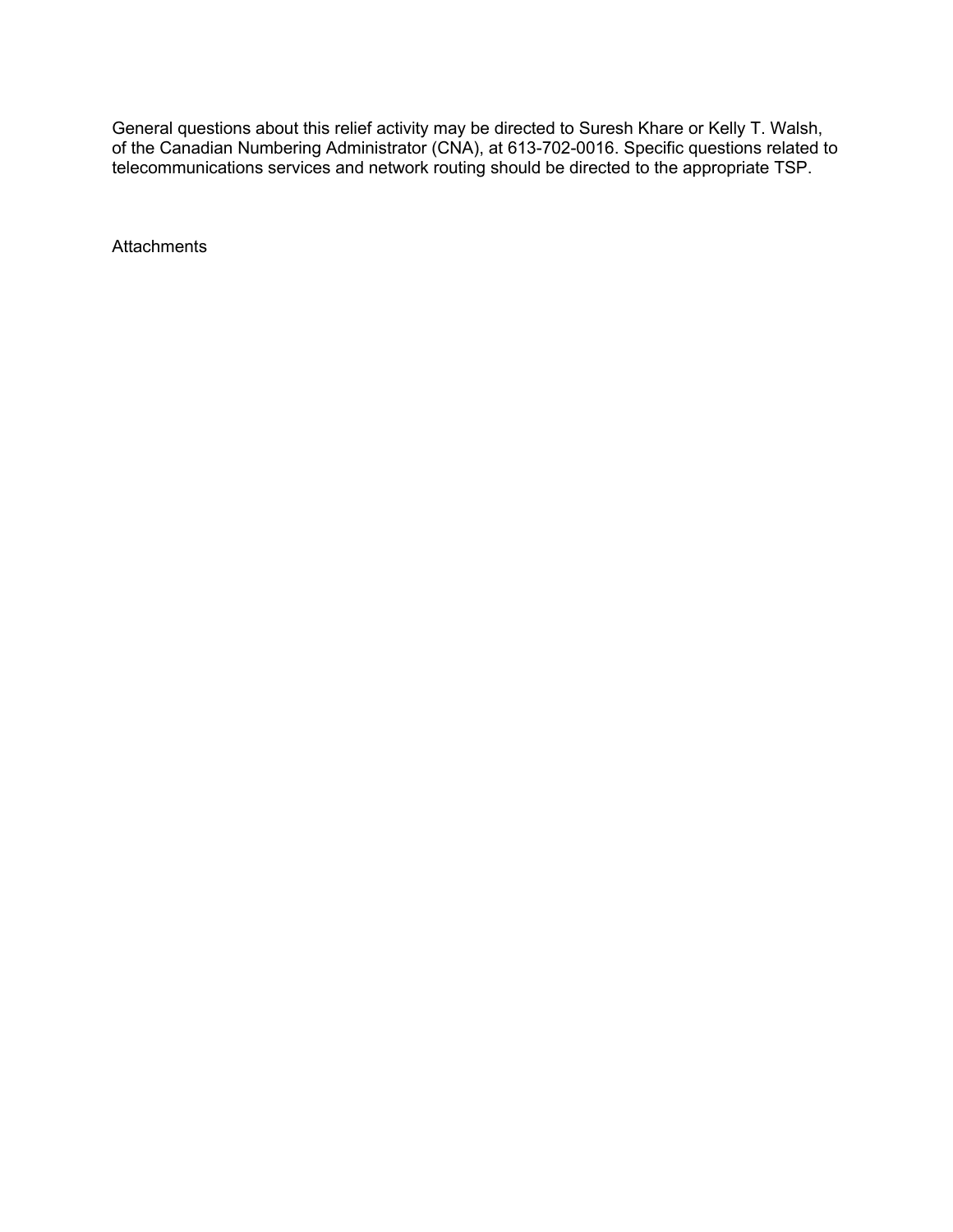General questions about this relief activity may be directed to Suresh Khare or Kelly T. Walsh, of the Canadian Numbering Administrator (CNA), at 613-702-0016. Specific questions related to telecommunications services and network routing should be directed to the appropriate TSP.

Attachments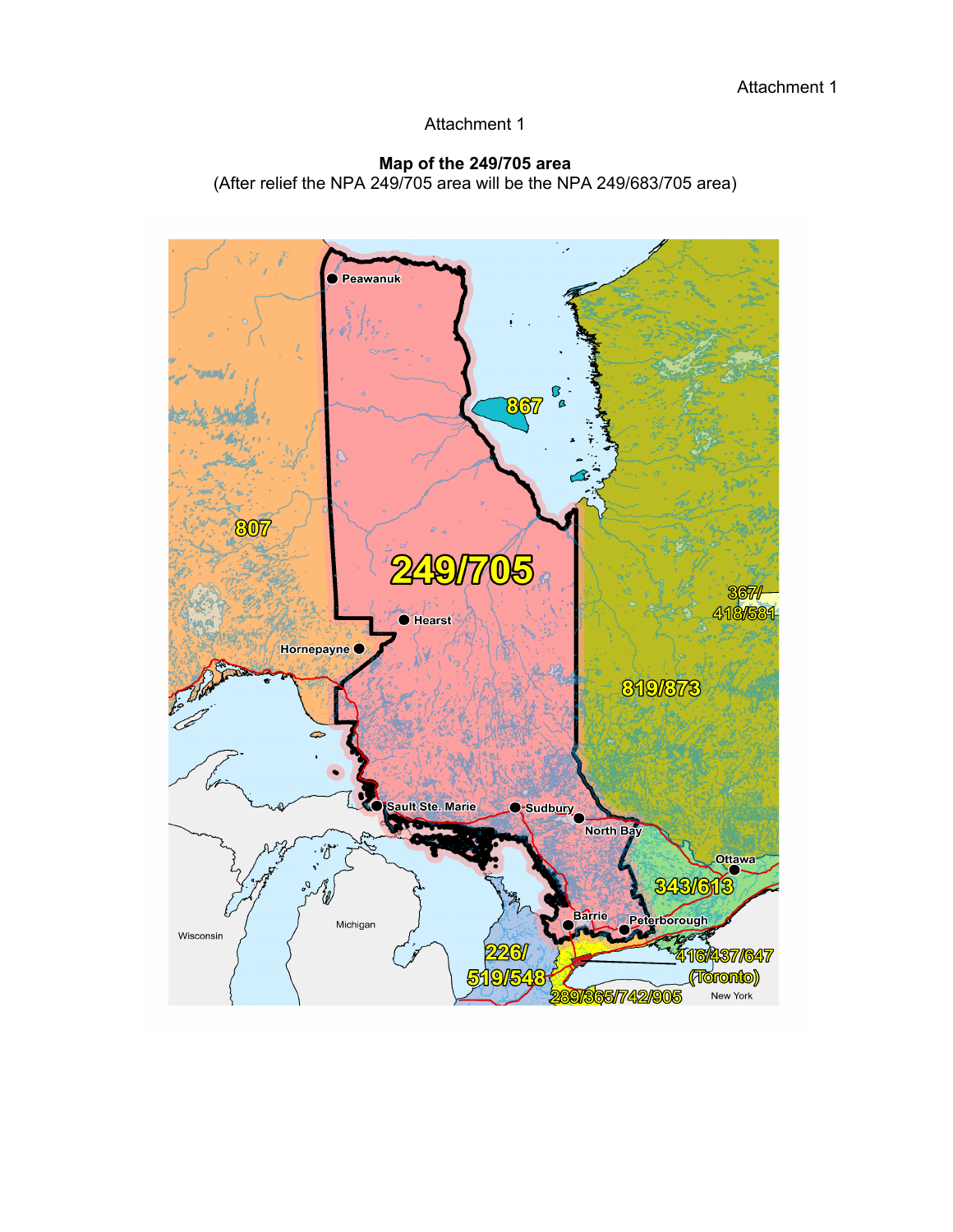Attachment 1

**Map of the 249/705 area**
(After relief the NPA 249/705 area will be the NPA 249/683/705 area)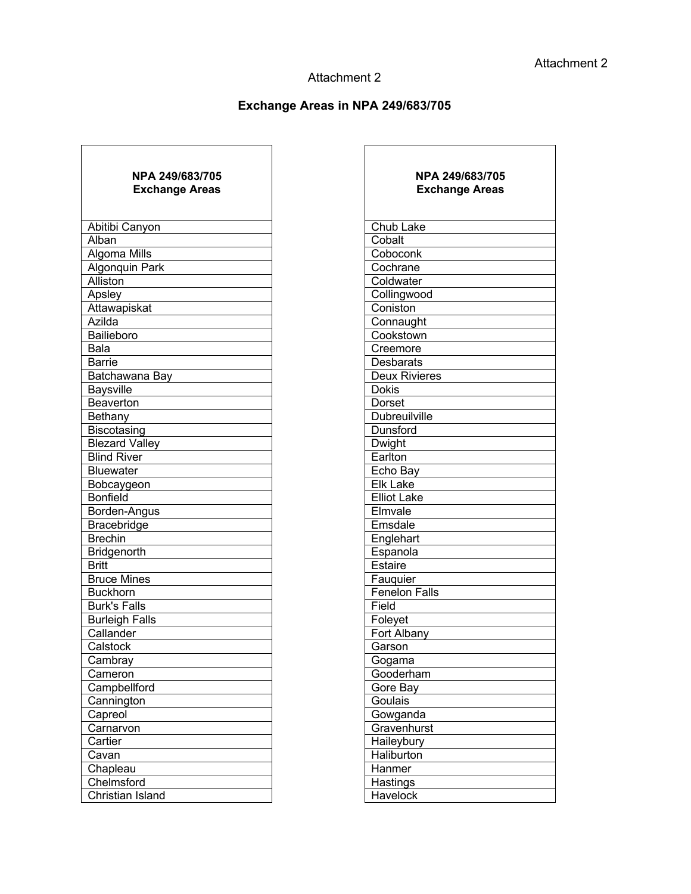Attachment 2

Attachment 2

**Exchange Areas in NPA 249/683/705**

| NPA 249/683/705 Exchange Areas |
|---|
| Abitibi Canyon |
| Alban |
| Algoma Mills |
| Algonquin Park |
| Alliston |
| Apsley |
| Attawapiskat |
| Azilda |
| Bailieboro |
| Bala |
| Barrie |
| Batchawana Bay |
| Baysville |
| Beaverton |
| Bethany |
| Biscotasing |
| Blezard Valley |
| Blind River |
| Bluewater |
| Bobcaygeon |
| Bonfield |
| Borden-Angus |
| Bracebridge |
| Brechin |
| Bridgenorth |
| Britt |
| Bruce Mines |
| Buckhorn |
| Burk's Falls |
| Burleigh Falls |
| Callander |
| Calstock |
| Cambray |
| Cameron |
| Campbellford |
| Cannington |
| Capreol |
| Carnarvon |
| Cartier |
| Cavan |
| Chapleau |
| Chelmsford |
| Christian Island |

| NPA 249/683/705 Exchange Areas |
|---|
| Chub Lake |
| Cobalt |
| Coboconk |
| Cochrane |
| Coldwater |
| Collingwood |
| Coniston |
| Connaught |
| Cookstown |
| Creemore |
| Desbarats |
| Deux Rivieres |
| Dokis |
| Dorset |
| Dubreuilville |
| Dunsford |
| Dwight |
| Earlton |
| Echo Bay |
| Elk Lake |
| Elliot Lake |
| Elmvale |
| Emsdale |
| Englehart |
| Espanola |
| Estaire |
| Fauquier |
| Fenelon Falls |
| Field |
| Foleyet |
| Fort Albany |
| Garson |
| Gogama |
| Gooderham |
| Gore Bay |
| Goulais |
| Gowganda |
| Gravenhurst |
| Haileybury |
| Haliburton |
| Hanmer |
| Hastings |
| Havelock |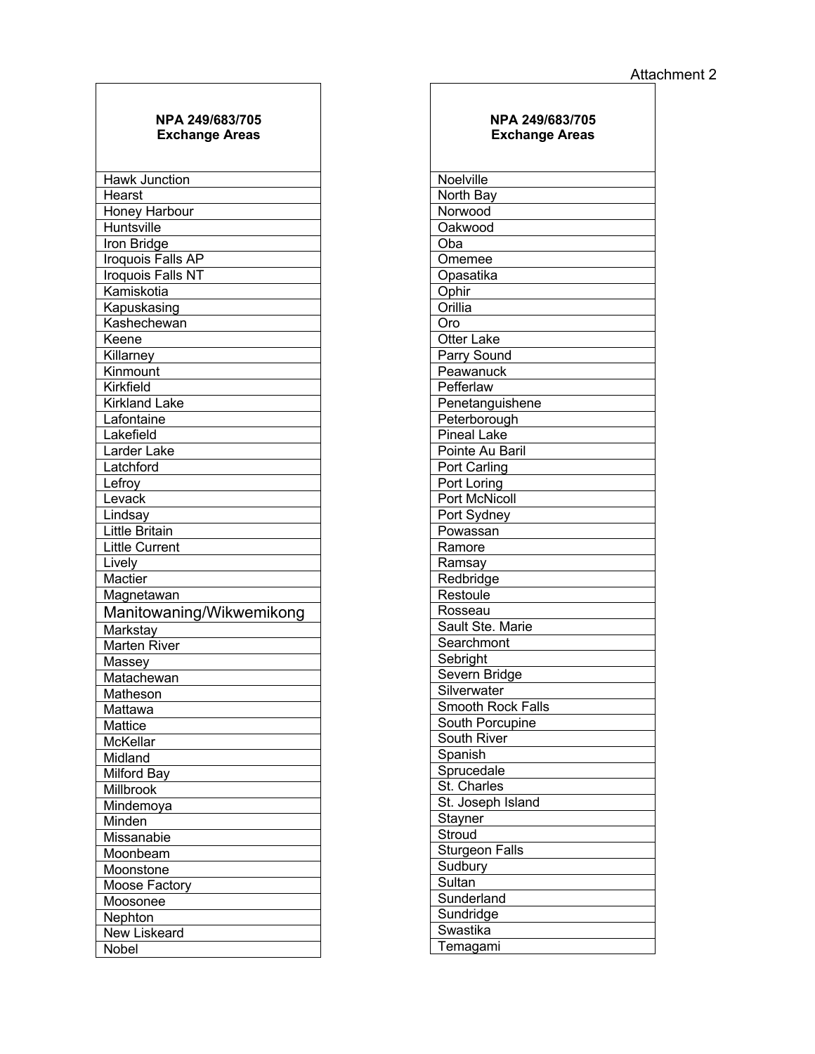Attachment 2

| NPA 249/683/705 Exchange Areas |
|---|
| Hawk Junction |
| Hearst |
| Honey Harbour |
| Huntsville |
| Iron Bridge |
| Iroquois Falls AP |
| Iroquois Falls NT |
| Kamiskotia |
| Kapuskasing |
| Kashechewan |
| Keene |
| Killarney |
| Kinmount |
| Kirkfield |
| Kirkland Lake |
| Lafontaine |
| Lakefield |
| Larder Lake |
| Latchford |
| Lefroy |
| Levack |
| Lindsay |
| Little Britain |
| Little Current |
| Lively |
| Mactier |
| Magnetawan |
| Manitowaning/Wikwemikong |
| Markstay |
| Marten River |
| Massey |
| Matachewan |
| Matheson |
| Mattawa |
| Mattice |
| McKellar |
| Midland |
| Milford Bay |
| Millbrook |
| Mindemoya |
| Minden |
| Missanabie |
| Moonbeam |
| Moonstone |
| Moose Factory |
| Moosonee |
| Nephton |
| New Liskeard |
| Nobel |

| NPA 249/683/705 Exchange Areas |
|---|
| Noelville |
| North Bay |
| Norwood |
| Oakwood |
| Oba |
| Omemee |
| Opasatika |
| Ophir |
| Orillia |
| Oro |
| Otter Lake |
| Parry Sound |
| Peawanuck |
| Pefferlaw |
| Penetanguishene |
| Peterborough |
| Pineal Lake |
| Pointe Au Baril |
| Port Carling |
| Port Loring |
| Port McNicoll |
| Port Sydney |
| Powassan |
| Ramore |
| Ramsay |
| Redbridge |
| Restoule |
| Rosseau |
| Sault Ste. Marie |
| Searchmont |
| Sebright |
| Severn Bridge |
| Silverwater |
| Smooth Rock Falls |
| South Porcupine |
| South River |
| Spanish |
| Sprucedale |
| St. Charles |
| St. Joseph Island |
| Stayner |
| Stroud |
| Sturgeon Falls |
| Sudbury |
| Sultan |
| Sunderland |
| Sundridge |
| Swastika |
| Temagami |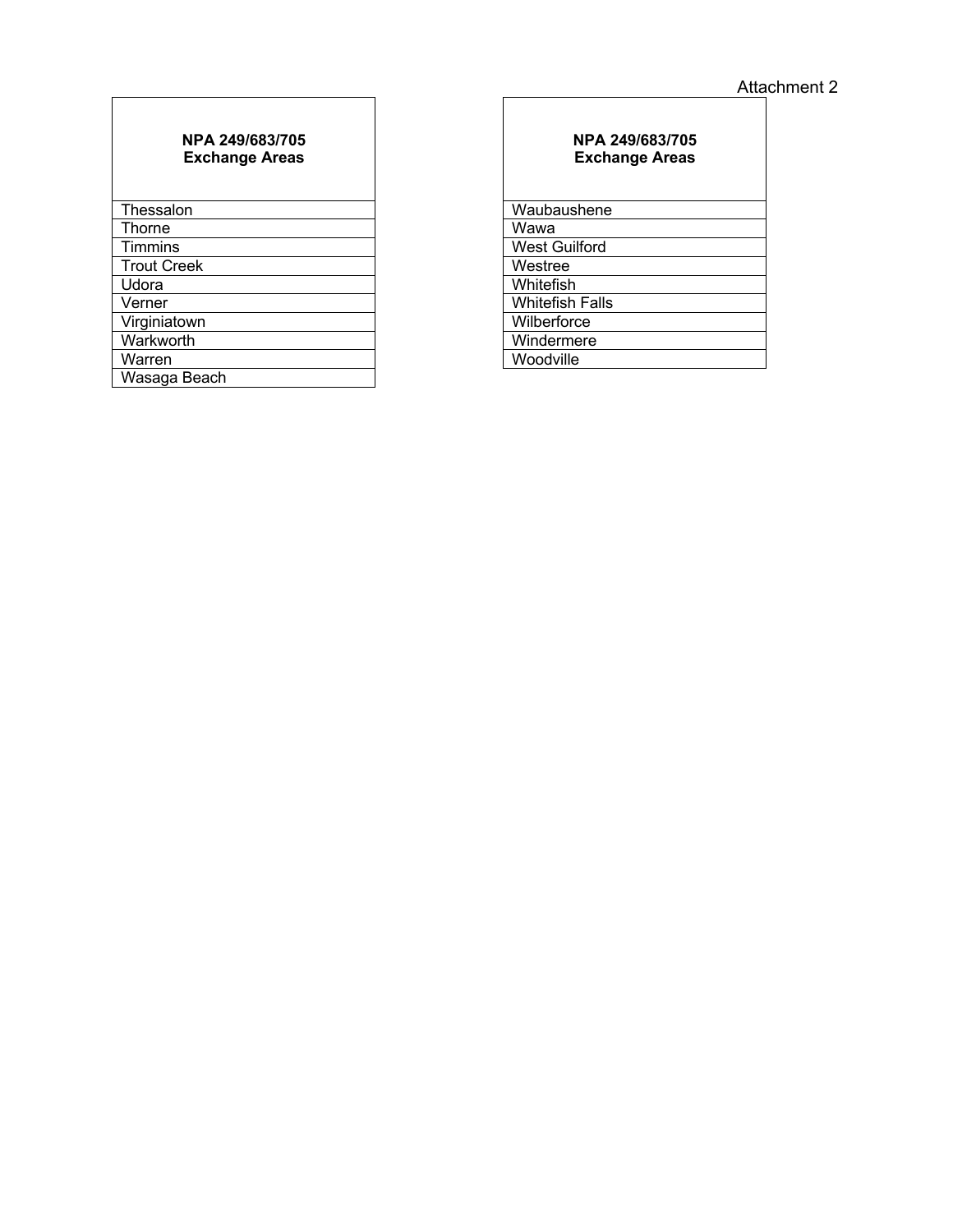Attachment 2

| NPA 249/683/705 Exchange Areas |
| --- |
| Thessalon |
| Thorne |
| Timmins |
| Trout Creek |
| Udora |
| Verner |
| Virginiatown |
| Warkworth |
| Warren |
| Wasaga Beach |

| NPA 249/683/705 Exchange Areas |
| --- |
| Waubaushene |
| Wawa |
| West Guilford |
| Westree |
| Whitefish |
| Whitefish Falls |
| Wilberforce |
| Windermere |
| Woodville |